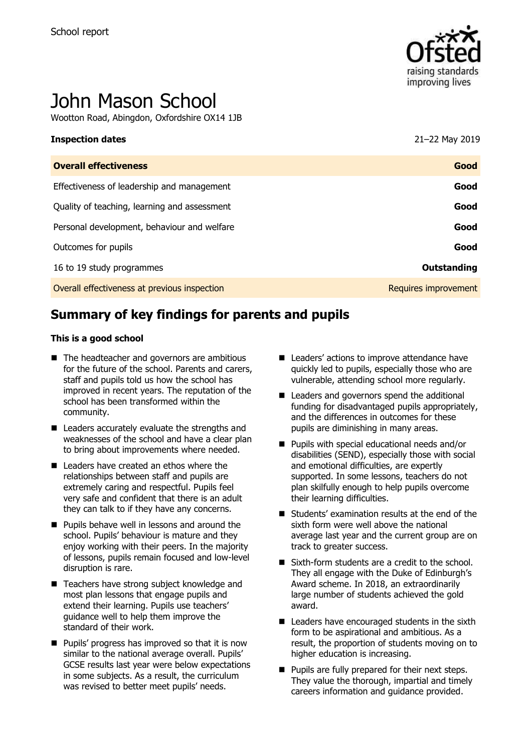School report

# John Mason School

Wootton Road, Abingdon, Oxfordshire OX14 1JB

| **Inspection dates** | 21–22 May 2019 |
|---|---|
| **Overall effectiveness** | **Good** |
| Effectiveness of leadership and management | **Good** |
| Quality of teaching, learning and assessment | **Good** |
| Personal development, behaviour and welfare | **Good** |
| Outcomes for pupils | **Good** |
| 16 to 19 study programmes | **Outstanding** |
| Overall effectiveness at previous inspection | Requires improvement |

## Summary of key findings for parents and pupils

**This is a good school**

- The headteacher and governors are ambitious for the future of the school. Parents and carers, staff and pupils told us how the school has improved in recent years. The reputation of the school has been transformed within the community.
- Leaders accurately evaluate the strengths and weaknesses of the school and have a clear plan to bring about improvements where needed.
- Leaders have created an ethos where the relationships between staff and pupils are extremely caring and respectful. Pupils feel very safe and confident that there is an adult they can talk to if they have any concerns.
- Pupils behave well in lessons and around the school. Pupils' behaviour is mature and they enjoy working with their peers. In the majority of lessons, pupils remain focused and low-level disruption is rare.
- Teachers have strong subject knowledge and most plan lessons that engage pupils and extend their learning. Pupils use teachers' guidance well to help them improve the standard of their work.
- Pupils' progress has improved so that it is now similar to the national average overall. Pupils' GCSE results last year were below expectations in some subjects. As a result, the curriculum was revised to better meet pupils' needs.
- Leaders' actions to improve attendance have quickly led to pupils, especially those who are vulnerable, attending school more regularly.
- Leaders and governors spend the additional funding for disadvantaged pupils appropriately, and the differences in outcomes for these pupils are diminishing in many areas.
- Pupils with special educational needs and/or disabilities (SEND), especially those with social and emotional difficulties, are expertly supported. In some lessons, teachers do not plan skilfully enough to help pupils overcome their learning difficulties.
- Students' examination results at the end of the sixth form were well above the national average last year and the current group are on track to greater success.
- Sixth-form students are a credit to the school. They all engage with the Duke of Edinburgh's Award scheme. In 2018, an extraordinarily large number of students achieved the gold award.
- Leaders have encouraged students in the sixth form to be aspirational and ambitious. As a result, the proportion of students moving on to higher education is increasing.
- Pupils are fully prepared for their next steps. They value the thorough, impartial and timely careers information and guidance provided.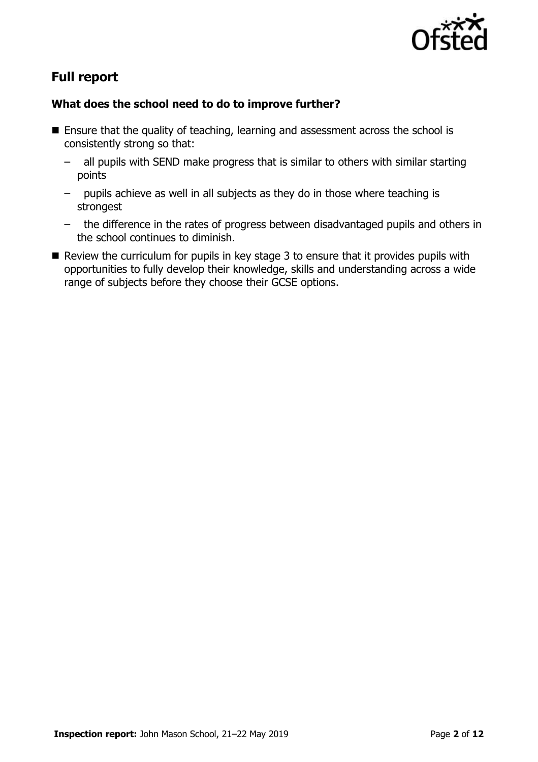## Full report

### What does the school need to do to improve further?

- Ensure that the quality of teaching, learning and assessment across the school is consistently strong so that:
  - all pupils with SEND make progress that is similar to others with similar starting points
  - pupils achieve as well in all subjects as they do in those where teaching is strongest
  - the difference in the rates of progress between disadvantaged pupils and others in the school continues to diminish.
- Review the curriculum for pupils in key stage 3 to ensure that it provides pupils with opportunities to fully develop their knowledge, skills and understanding across a wide range of subjects before they choose their GCSE options.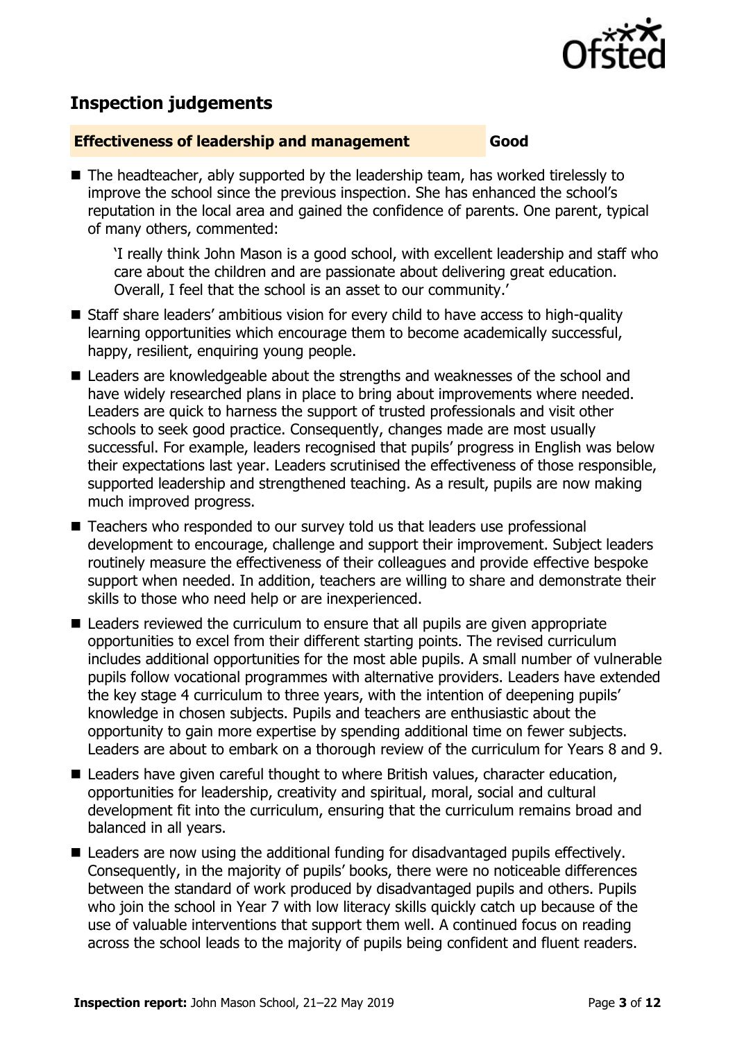## Inspection judgements

**Effectiveness of leadership and management** **Good**

- The headteacher, ably supported by the leadership team, has worked tirelessly to improve the school since the previous inspection. She has enhanced the school's reputation in the local area and gained the confidence of parents. One parent, typical of many others, commented:

  > 'I really think John Mason is a good school, with excellent leadership and staff who care about the children and are passionate about delivering great education. Overall, I feel that the school is an asset to our community.'

- Staff share leaders' ambitious vision for every child to have access to high-quality learning opportunities which encourage them to become academically successful, happy, resilient, enquiring young people.
- Leaders are knowledgeable about the strengths and weaknesses of the school and have widely researched plans in place to bring about improvements where needed. Leaders are quick to harness the support of trusted professionals and visit other schools to seek good practice. Consequently, changes made are most usually successful. For example, leaders recognised that pupils' progress in English was below their expectations last year. Leaders scrutinised the effectiveness of those responsible, supported leadership and strengthened teaching. As a result, pupils are now making much improved progress.
- Teachers who responded to our survey told us that leaders use professional development to encourage, challenge and support their improvement. Subject leaders routinely measure the effectiveness of their colleagues and provide effective bespoke support when needed. In addition, teachers are willing to share and demonstrate their skills to those who need help or are inexperienced.
- Leaders reviewed the curriculum to ensure that all pupils are given appropriate opportunities to excel from their different starting points. The revised curriculum includes additional opportunities for the most able pupils. A small number of vulnerable pupils follow vocational programmes with alternative providers. Leaders have extended the key stage 4 curriculum to three years, with the intention of deepening pupils' knowledge in chosen subjects. Pupils and teachers are enthusiastic about the opportunity to gain more expertise by spending additional time on fewer subjects. Leaders are about to embark on a thorough review of the curriculum for Years 8 and 9.
- Leaders have given careful thought to where British values, character education, opportunities for leadership, creativity and spiritual, moral, social and cultural development fit into the curriculum, ensuring that the curriculum remains broad and balanced in all years.
- Leaders are now using the additional funding for disadvantaged pupils effectively. Consequently, in the majority of pupils' books, there were no noticeable differences between the standard of work produced by disadvantaged pupils and others. Pupils who join the school in Year 7 with low literacy skills quickly catch up because of the use of valuable interventions that support them well. A continued focus on reading across the school leads to the majority of pupils being confident and fluent readers.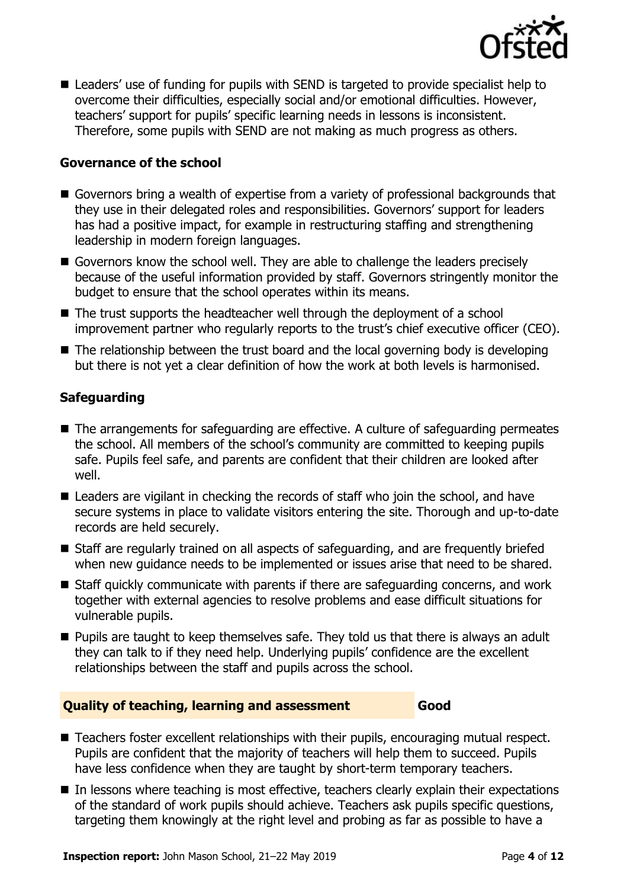- Leaders' use of funding for pupils with SEND is targeted to provide specialist help to overcome their difficulties, especially social and/or emotional difficulties. However, teachers' support for pupils' specific learning needs in lessons is inconsistent. Therefore, some pupils with SEND are not making as much progress as others.

### Governance of the school

- Governors bring a wealth of expertise from a variety of professional backgrounds that they use in their delegated roles and responsibilities. Governors' support for leaders has had a positive impact, for example in restructuring staffing and strengthening leadership in modern foreign languages.
- Governors know the school well. They are able to challenge the leaders precisely because of the useful information provided by staff. Governors stringently monitor the budget to ensure that the school operates within its means.
- The trust supports the headteacher well through the deployment of a school improvement partner who regularly reports to the trust's chief executive officer (CEO).
- The relationship between the trust board and the local governing body is developing but there is not yet a clear definition of how the work at both levels is harmonised.

### Safeguarding

- The arrangements for safeguarding are effective. A culture of safeguarding permeates the school. All members of the school's community are committed to keeping pupils safe. Pupils feel safe, and parents are confident that their children are looked after well.
- Leaders are vigilant in checking the records of staff who join the school, and have secure systems in place to validate visitors entering the site. Thorough and up-to-date records are held securely.
- Staff are regularly trained on all aspects of safeguarding, and are frequently briefed when new guidance needs to be implemented or issues arise that need to be shared.
- Staff quickly communicate with parents if there are safeguarding concerns, and work together with external agencies to resolve problems and ease difficult situations for vulnerable pupils.
- Pupils are taught to keep themselves safe. They told us that there is always an adult they can talk to if they need help. Underlying pupils' confidence are the excellent relationships between the staff and pupils across the school.

## Quality of teaching, learning and assessment — Good

- Teachers foster excellent relationships with their pupils, encouraging mutual respect. Pupils are confident that the majority of teachers will help them to succeed. Pupils have less confidence when they are taught by short-term temporary teachers.
- In lessons where teaching is most effective, teachers clearly explain their expectations of the standard of work pupils should achieve. Teachers ask pupils specific questions, targeting them knowingly at the right level and probing as far as possible to have a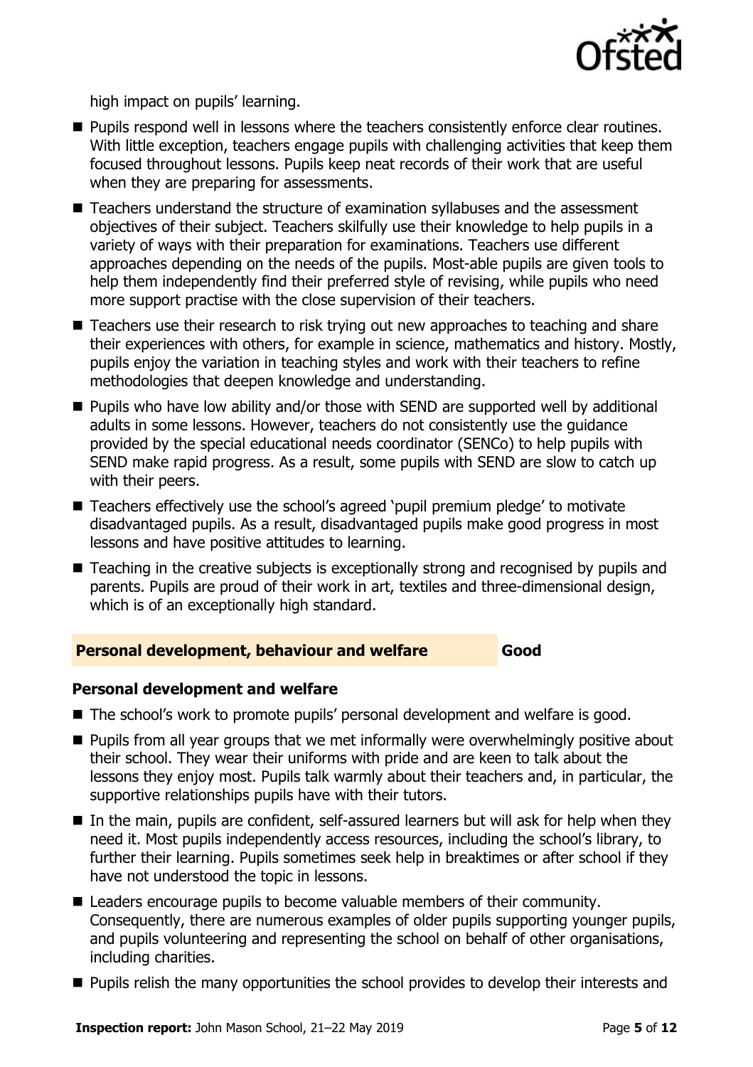high impact on pupils' learning.

- Pupils respond well in lessons where the teachers consistently enforce clear routines. With little exception, teachers engage pupils with challenging activities that keep them focused throughout lessons. Pupils keep neat records of their work that are useful when they are preparing for assessments.
- Teachers understand the structure of examination syllabuses and the assessment objectives of their subject. Teachers skilfully use their knowledge to help pupils in a variety of ways with their preparation for examinations. Teachers use different approaches depending on the needs of the pupils. Most-able pupils are given tools to help them independently find their preferred style of revising, while pupils who need more support practise with the close supervision of their teachers.
- Teachers use their research to risk trying out new approaches to teaching and share their experiences with others, for example in science, mathematics and history. Mostly, pupils enjoy the variation in teaching styles and work with their teachers to refine methodologies that deepen knowledge and understanding.
- Pupils who have low ability and/or those with SEND are supported well by additional adults in some lessons. However, teachers do not consistently use the guidance provided by the special educational needs coordinator (SENCo) to help pupils with SEND make rapid progress. As a result, some pupils with SEND are slow to catch up with their peers.
- Teachers effectively use the school's agreed 'pupil premium pledge' to motivate disadvantaged pupils. As a result, disadvantaged pupils make good progress in most lessons and have positive attitudes to learning.
- Teaching in the creative subjects is exceptionally strong and recognised by pupils and parents. Pupils are proud of their work in art, textiles and three-dimensional design, which is of an exceptionally high standard.

## Personal development, behaviour and welfare — Good

### Personal development and welfare

- The school's work to promote pupils' personal development and welfare is good.
- Pupils from all year groups that we met informally were overwhelmingly positive about their school. They wear their uniforms with pride and are keen to talk about the lessons they enjoy most. Pupils talk warmly about their teachers and, in particular, the supportive relationships pupils have with their tutors.
- In the main, pupils are confident, self-assured learners but will ask for help when they need it. Most pupils independently access resources, including the school's library, to further their learning. Pupils sometimes seek help in breaktimes or after school if they have not understood the topic in lessons.
- Leaders encourage pupils to become valuable members of their community. Consequently, there are numerous examples of older pupils supporting younger pupils, and pupils volunteering and representing the school on behalf of other organisations, including charities.
- Pupils relish the many opportunities the school provides to develop their interests and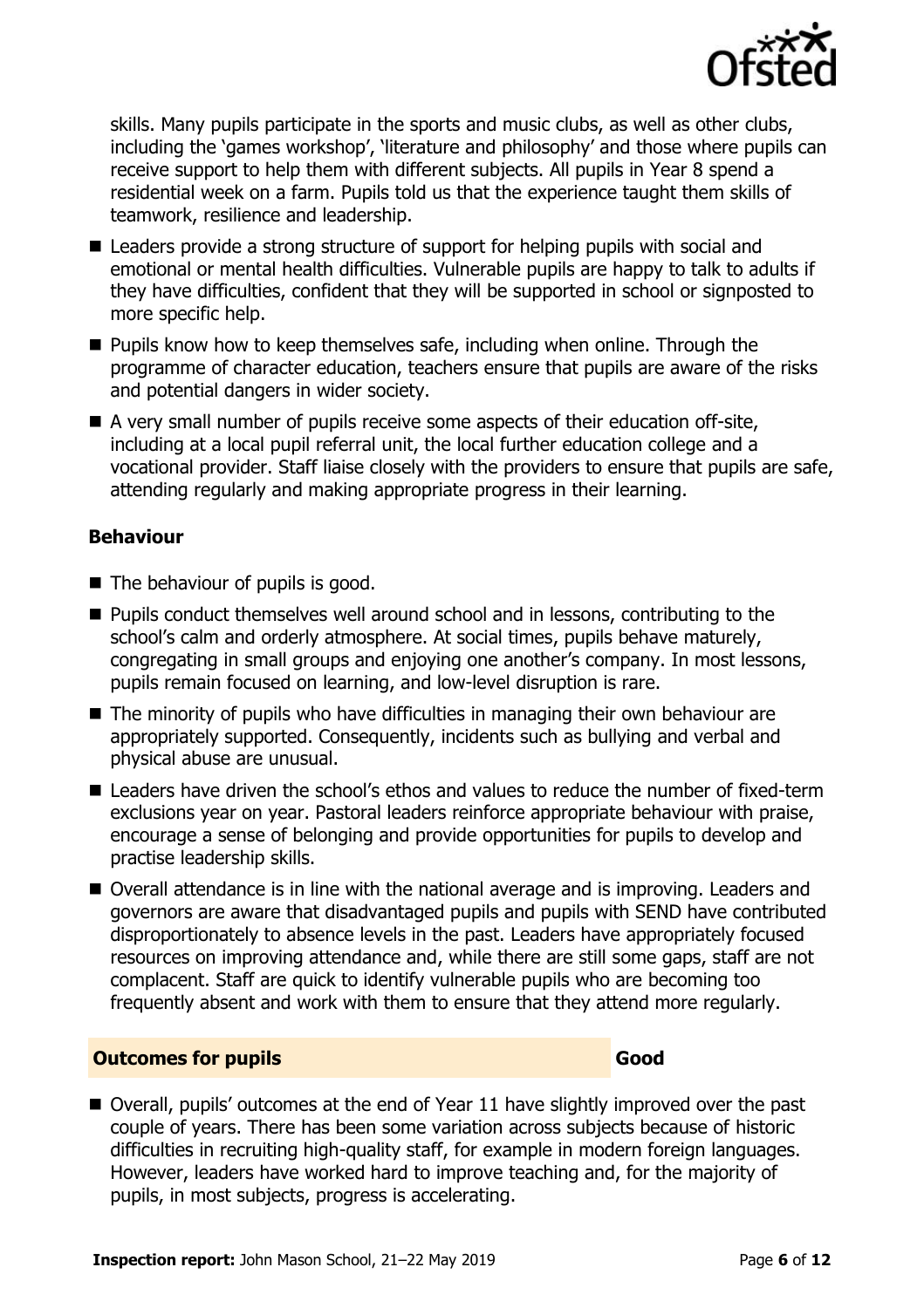skills. Many pupils participate in the sports and music clubs, as well as other clubs, including the 'games workshop', 'literature and philosophy' and those where pupils can receive support to help them with different subjects. All pupils in Year 8 spend a residential week on a farm. Pupils told us that the experience taught them skills of teamwork, resilience and leadership.

- Leaders provide a strong structure of support for helping pupils with social and emotional or mental health difficulties. Vulnerable pupils are happy to talk to adults if they have difficulties, confident that they will be supported in school or signposted to more specific help.
- Pupils know how to keep themselves safe, including when online. Through the programme of character education, teachers ensure that pupils are aware of the risks and potential dangers in wider society.
- A very small number of pupils receive some aspects of their education off-site, including at a local pupil referral unit, the local further education college and a vocational provider. Staff liaise closely with the providers to ensure that pupils are safe, attending regularly and making appropriate progress in their learning.

### Behaviour

- The behaviour of pupils is good.
- Pupils conduct themselves well around school and in lessons, contributing to the school's calm and orderly atmosphere. At social times, pupils behave maturely, congregating in small groups and enjoying one another's company. In most lessons, pupils remain focused on learning, and low-level disruption is rare.
- The minority of pupils who have difficulties in managing their own behaviour are appropriately supported. Consequently, incidents such as bullying and verbal and physical abuse are unusual.
- Leaders have driven the school's ethos and values to reduce the number of fixed-term exclusions year on year. Pastoral leaders reinforce appropriate behaviour with praise, encourage a sense of belonging and provide opportunities for pupils to develop and practise leadership skills.
- Overall attendance is in line with the national average and is improving. Leaders and governors are aware that disadvantaged pupils and pupils with SEND have contributed disproportionately to absence levels in the past. Leaders have appropriately focused resources on improving attendance and, while there are still some gaps, staff are not complacent. Staff are quick to identify vulnerable pupils who are becoming too frequently absent and work with them to ensure that they attend more regularly.

## Outcomes for pupils — Good

- Overall, pupils' outcomes at the end of Year 11 have slightly improved over the past couple of years. There has been some variation across subjects because of historic difficulties in recruiting high-quality staff, for example in modern foreign languages. However, leaders have worked hard to improve teaching and, for the majority of pupils, in most subjects, progress is accelerating.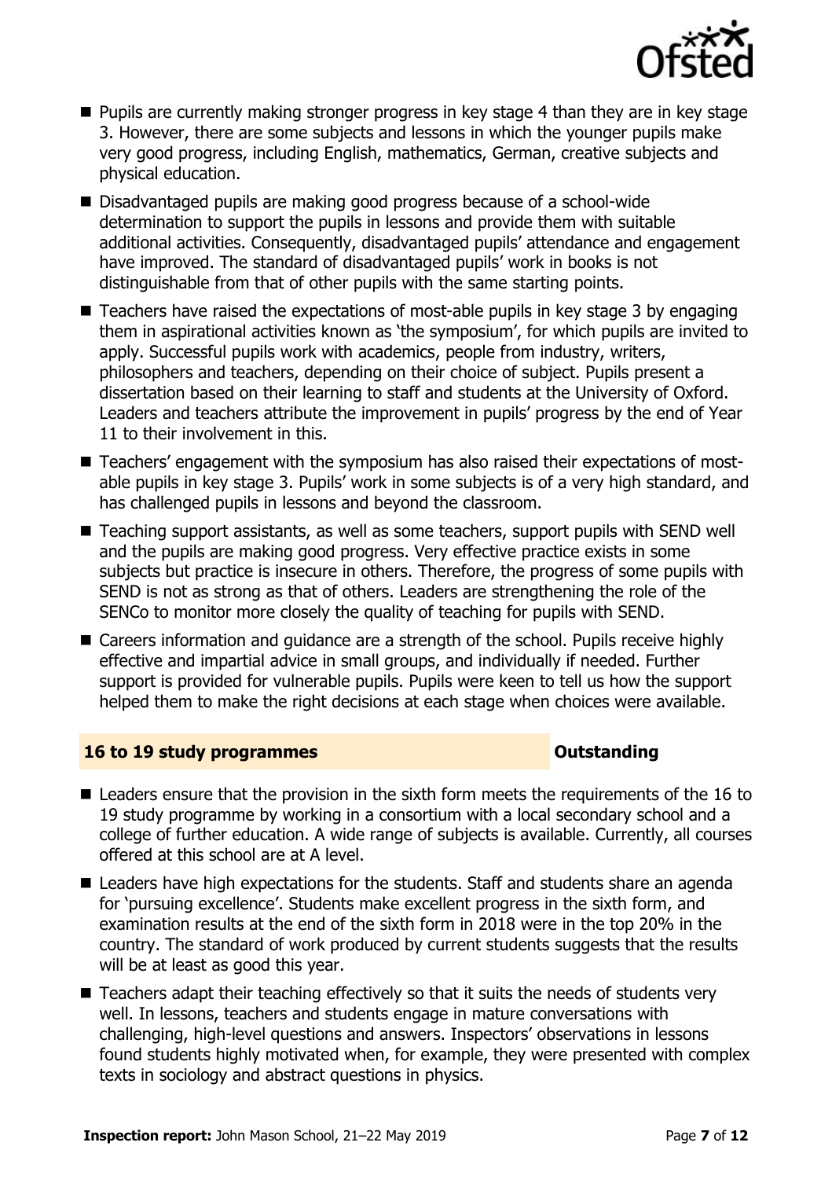- Pupils are currently making stronger progress in key stage 4 than they are in key stage 3. However, there are some subjects and lessons in which the younger pupils make very good progress, including English, mathematics, German, creative subjects and physical education.
- Disadvantaged pupils are making good progress because of a school-wide determination to support the pupils in lessons and provide them with suitable additional activities. Consequently, disadvantaged pupils' attendance and engagement have improved. The standard of disadvantaged pupils' work in books is not distinguishable from that of other pupils with the same starting points.
- Teachers have raised the expectations of most-able pupils in key stage 3 by engaging them in aspirational activities known as 'the symposium', for which pupils are invited to apply. Successful pupils work with academics, people from industry, writers, philosophers and teachers, depending on their choice of subject. Pupils present a dissertation based on their learning to staff and students at the University of Oxford. Leaders and teachers attribute the improvement in pupils' progress by the end of Year 11 to their involvement in this.
- Teachers' engagement with the symposium has also raised their expectations of most-able pupils in key stage 3. Pupils' work in some subjects is of a very high standard, and has challenged pupils in lessons and beyond the classroom.
- Teaching support assistants, as well as some teachers, support pupils with SEND well and the pupils are making good progress. Very effective practice exists in some subjects but practice is insecure in others. Therefore, the progress of some pupils with SEND is not as strong as that of others. Leaders are strengthening the role of the SENCo to monitor more closely the quality of teaching for pupils with SEND.
- Careers information and guidance are a strength of the school. Pupils receive highly effective and impartial advice in small groups, and individually if needed. Further support is provided for vulnerable pupils. Pupils were keen to tell us how the support helped them to make the right decisions at each stage when choices were available.

## 16 to 19 study programmes — Outstanding

- Leaders ensure that the provision in the sixth form meets the requirements of the 16 to 19 study programme by working in a consortium with a local secondary school and a college of further education. A wide range of subjects is available. Currently, all courses offered at this school are at A level.
- Leaders have high expectations for the students. Staff and students share an agenda for 'pursuing excellence'. Students make excellent progress in the sixth form, and examination results at the end of the sixth form in 2018 were in the top 20% in the country. The standard of work produced by current students suggests that the results will be at least as good this year.
- Teachers adapt their teaching effectively so that it suits the needs of students very well. In lessons, teachers and students engage in mature conversations with challenging, high-level questions and answers. Inspectors' observations in lessons found students highly motivated when, for example, they were presented with complex texts in sociology and abstract questions in physics.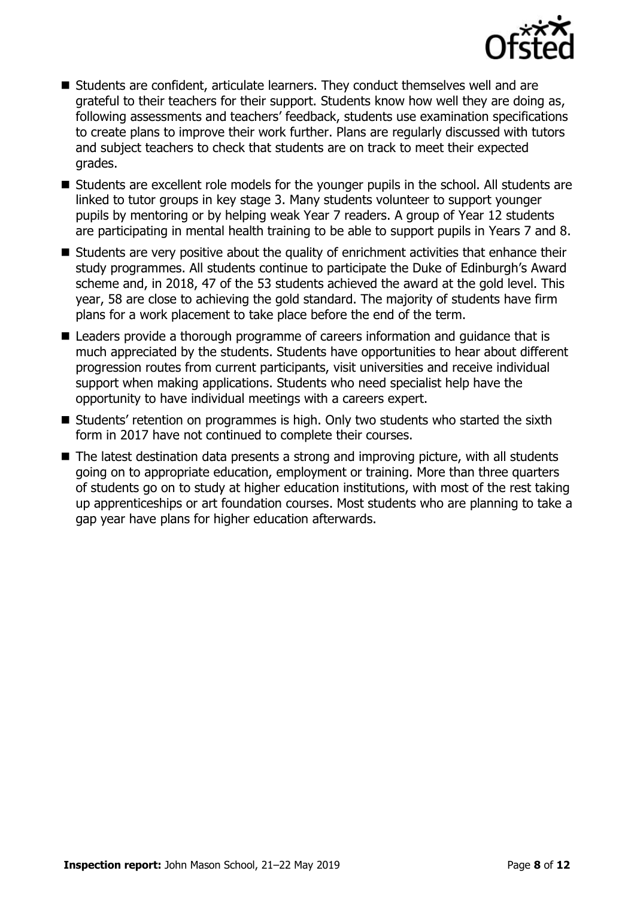- Students are confident, articulate learners. They conduct themselves well and are grateful to their teachers for their support. Students know how well they are doing as, following assessments and teachers' feedback, students use examination specifications to create plans to improve their work further. Plans are regularly discussed with tutors and subject teachers to check that students are on track to meet their expected grades.
- Students are excellent role models for the younger pupils in the school. All students are linked to tutor groups in key stage 3. Many students volunteer to support younger pupils by mentoring or by helping weak Year 7 readers. A group of Year 12 students are participating in mental health training to be able to support pupils in Years 7 and 8.
- Students are very positive about the quality of enrichment activities that enhance their study programmes. All students continue to participate the Duke of Edinburgh's Award scheme and, in 2018, 47 of the 53 students achieved the award at the gold level. This year, 58 are close to achieving the gold standard. The majority of students have firm plans for a work placement to take place before the end of the term.
- Leaders provide a thorough programme of careers information and guidance that is much appreciated by the students. Students have opportunities to hear about different progression routes from current participants, visit universities and receive individual support when making applications. Students who need specialist help have the opportunity to have individual meetings with a careers expert.
- Students' retention on programmes is high. Only two students who started the sixth form in 2017 have not continued to complete their courses.
- The latest destination data presents a strong and improving picture, with all students going on to appropriate education, employment or training. More than three quarters of students go on to study at higher education institutions, with most of the rest taking up apprenticeships or art foundation courses. Most students who are planning to take a gap year have plans for higher education afterwards.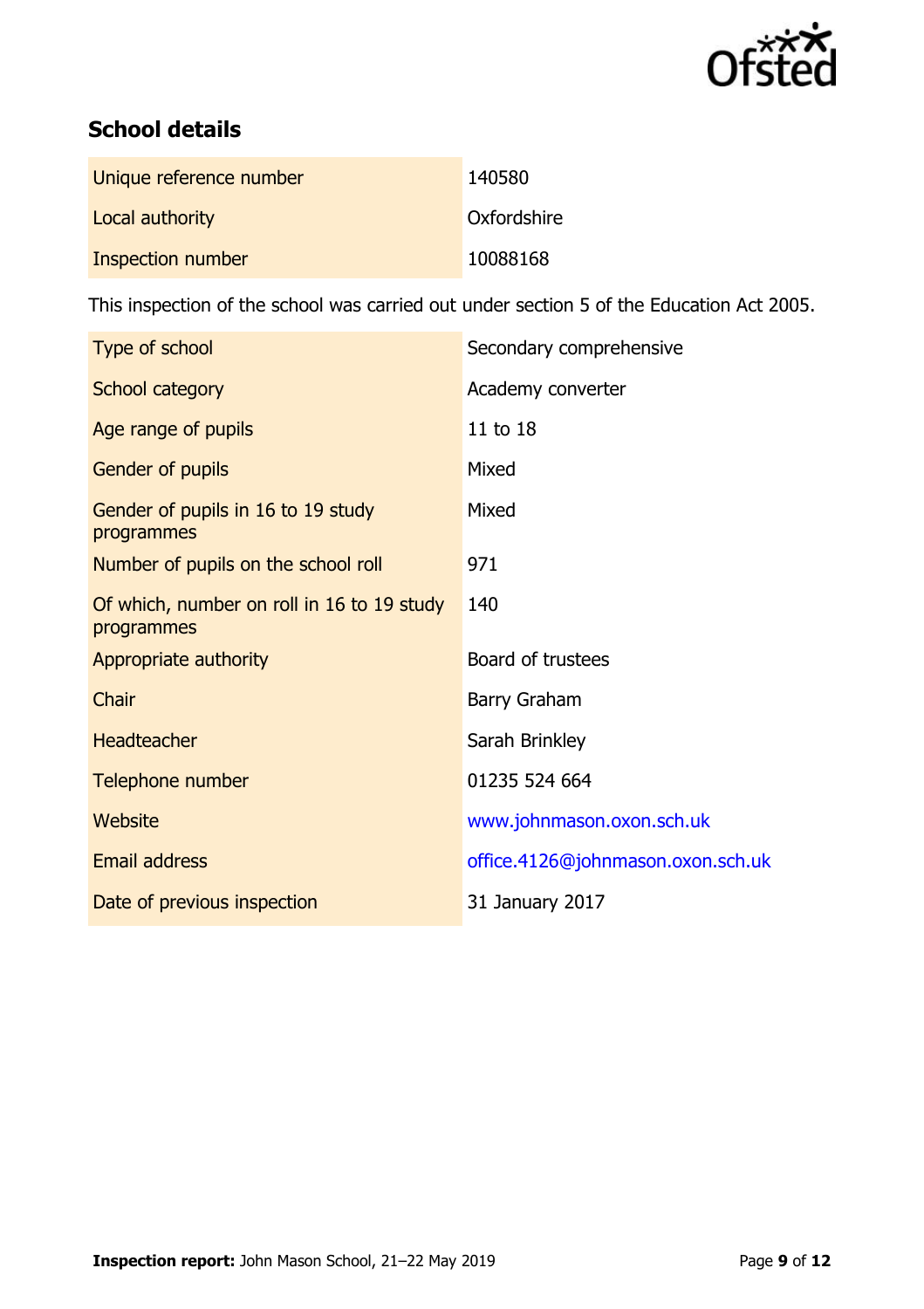## School details

| | |
|---|---|
| Unique reference number | 140580 |
| Local authority | Oxfordshire |
| Inspection number | 10088168 |

This inspection of the school was carried out under section 5 of the Education Act 2005.

| | |
|---|---|
| Type of school | Secondary comprehensive |
| School category | Academy converter |
| Age range of pupils | 11 to 18 |
| Gender of pupils | Mixed |
| Gender of pupils in 16 to 19 study programmes | Mixed |
| Number of pupils on the school roll | 971 |
| Of which, number on roll in 16 to 19 study programmes | 140 |
| Appropriate authority | Board of trustees |
| Chair | Barry Graham |
| Headteacher | Sarah Brinkley |
| Telephone number | 01235 524 664 |
| Website | www.johnmason.oxon.sch.uk |
| Email address | office.4126@johnmason.oxon.sch.uk |
| Date of previous inspection | 31 January 2017 |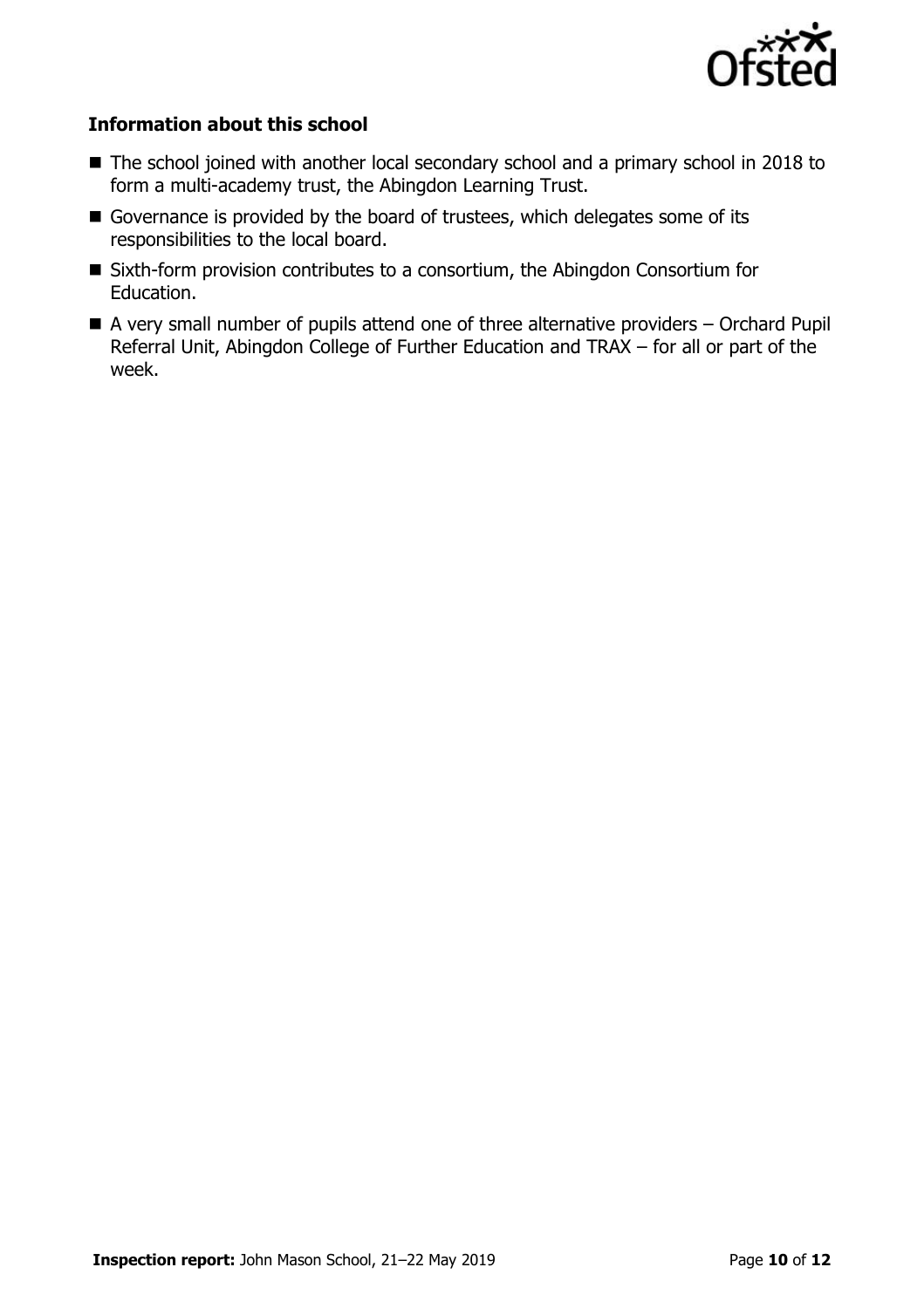### Information about this school

- The school joined with another local secondary school and a primary school in 2018 to form a multi-academy trust, the Abingdon Learning Trust.
- Governance is provided by the board of trustees, which delegates some of its responsibilities to the local board.
- Sixth-form provision contributes to a consortium, the Abingdon Consortium for Education.
- A very small number of pupils attend one of three alternative providers – Orchard Pupil Referral Unit, Abingdon College of Further Education and TRAX – for all or part of the week.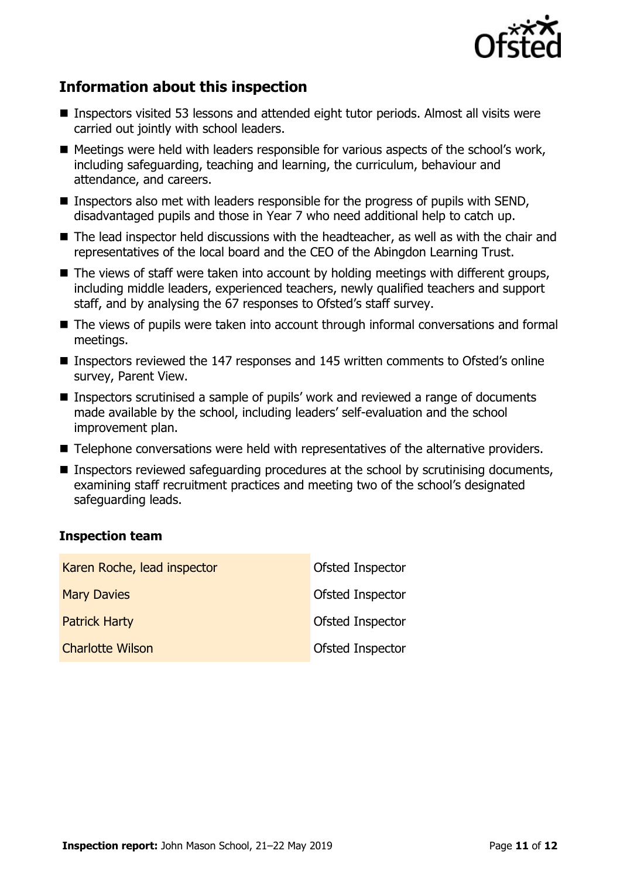## Information about this inspection

- Inspectors visited 53 lessons and attended eight tutor periods. Almost all visits were carried out jointly with school leaders.
- Meetings were held with leaders responsible for various aspects of the school's work, including safeguarding, teaching and learning, the curriculum, behaviour and attendance, and careers.
- Inspectors also met with leaders responsible for the progress of pupils with SEND, disadvantaged pupils and those in Year 7 who need additional help to catch up.
- The lead inspector held discussions with the headteacher, as well as with the chair and representatives of the local board and the CEO of the Abingdon Learning Trust.
- The views of staff were taken into account by holding meetings with different groups, including middle leaders, experienced teachers, newly qualified teachers and support staff, and by analysing the 67 responses to Ofsted's staff survey.
- The views of pupils were taken into account through informal conversations and formal meetings.
- Inspectors reviewed the 147 responses and 145 written comments to Ofsted's online survey, Parent View.
- Inspectors scrutinised a sample of pupils' work and reviewed a range of documents made available by the school, including leaders' self-evaluation and the school improvement plan.
- Telephone conversations were held with representatives of the alternative providers.
- Inspectors reviewed safeguarding procedures at the school by scrutinising documents, examining staff recruitment practices and meeting two of the school's designated safeguarding leads.

### Inspection team

| | |
|---|---|
| Karen Roche, lead inspector | Ofsted Inspector |
| Mary Davies | Ofsted Inspector |
| Patrick Harty | Ofsted Inspector |
| Charlotte Wilson | Ofsted Inspector |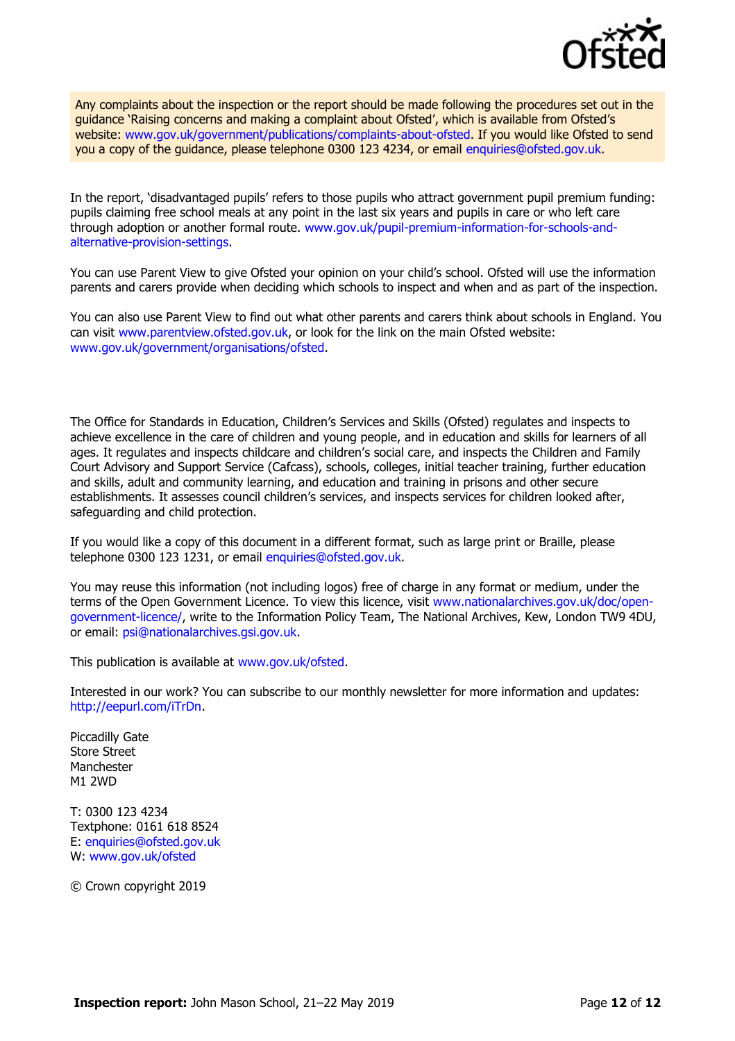Any complaints about the inspection or the report should be made following the procedures set out in the guidance 'Raising concerns and making a complaint about Ofsted', which is available from Ofsted's website: www.gov.uk/government/publications/complaints-about-ofsted. If you would like Ofsted to send you a copy of the guidance, please telephone 0300 123 4234, or email enquiries@ofsted.gov.uk.

In the report, 'disadvantaged pupils' refers to those pupils who attract government pupil premium funding: pupils claiming free school meals at any point in the last six years and pupils in care or who left care through adoption or another formal route. www.gov.uk/pupil-premium-information-for-schools-and-alternative-provision-settings.

You can use Parent View to give Ofsted your opinion on your child's school. Ofsted will use the information parents and carers provide when deciding which schools to inspect and when and as part of the inspection.

You can also use Parent View to find out what other parents and carers think about schools in England. You can visit www.parentview.ofsted.gov.uk, or look for the link on the main Ofsted website: www.gov.uk/government/organisations/ofsted.

The Office for Standards in Education, Children's Services and Skills (Ofsted) regulates and inspects to achieve excellence in the care of children and young people, and in education and skills for learners of all ages. It regulates and inspects childcare and children's social care, and inspects the Children and Family Court Advisory and Support Service (Cafcass), schools, colleges, initial teacher training, further education and skills, adult and community learning, and education and training in prisons and other secure establishments. It assesses council children's services, and inspects services for children looked after, safeguarding and child protection.

If you would like a copy of this document in a different format, such as large print or Braille, please telephone 0300 123 1231, or email enquiries@ofsted.gov.uk.

You may reuse this information (not including logos) free of charge in any format or medium, under the terms of the Open Government Licence. To view this licence, visit www.nationalarchives.gov.uk/doc/open-government-licence/, write to the Information Policy Team, The National Archives, Kew, London TW9 4DU, or email: psi@nationalarchives.gsi.gov.uk.

This publication is available at www.gov.uk/ofsted.

Interested in our work? You can subscribe to our monthly newsletter for more information and updates: http://eepurl.com/iTrDn.

Piccadilly Gate
Store Street
Manchester
M1 2WD

T: 0300 123 4234
Textphone: 0161 618 8524
E: enquiries@ofsted.gov.uk
W: www.gov.uk/ofsted

© Crown copyright 2019